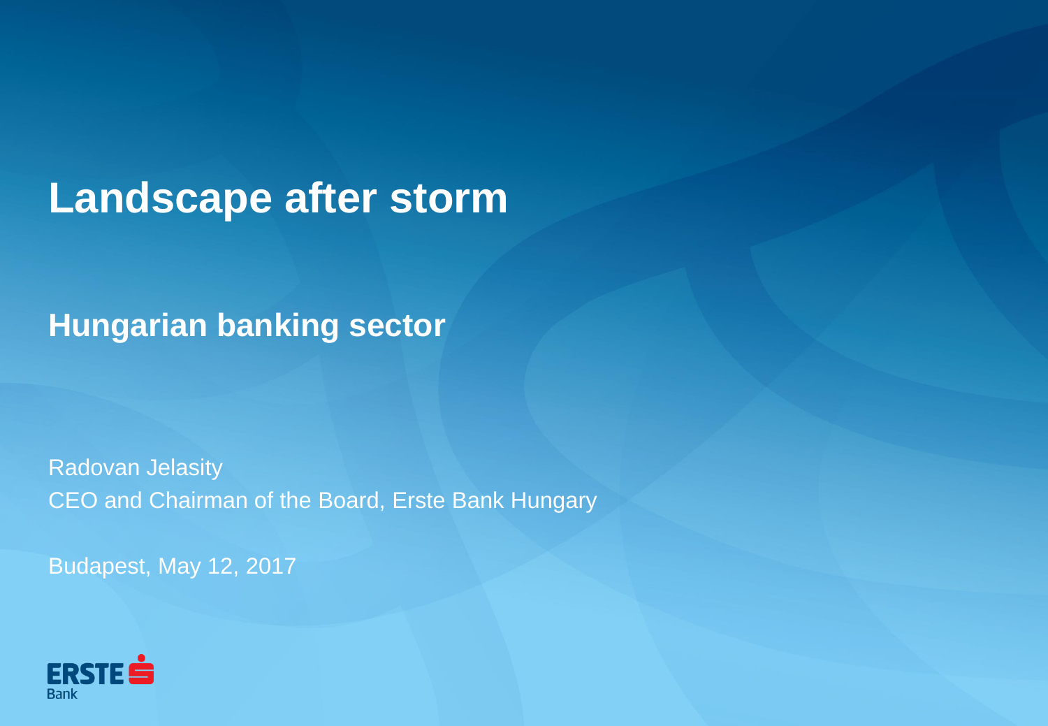# Landscape after storm

## Hungarian banking sector

Radovan Jelasity
CEO and Chairman of the Board, Erste Bank Hungary

Budapest, May 12, 2017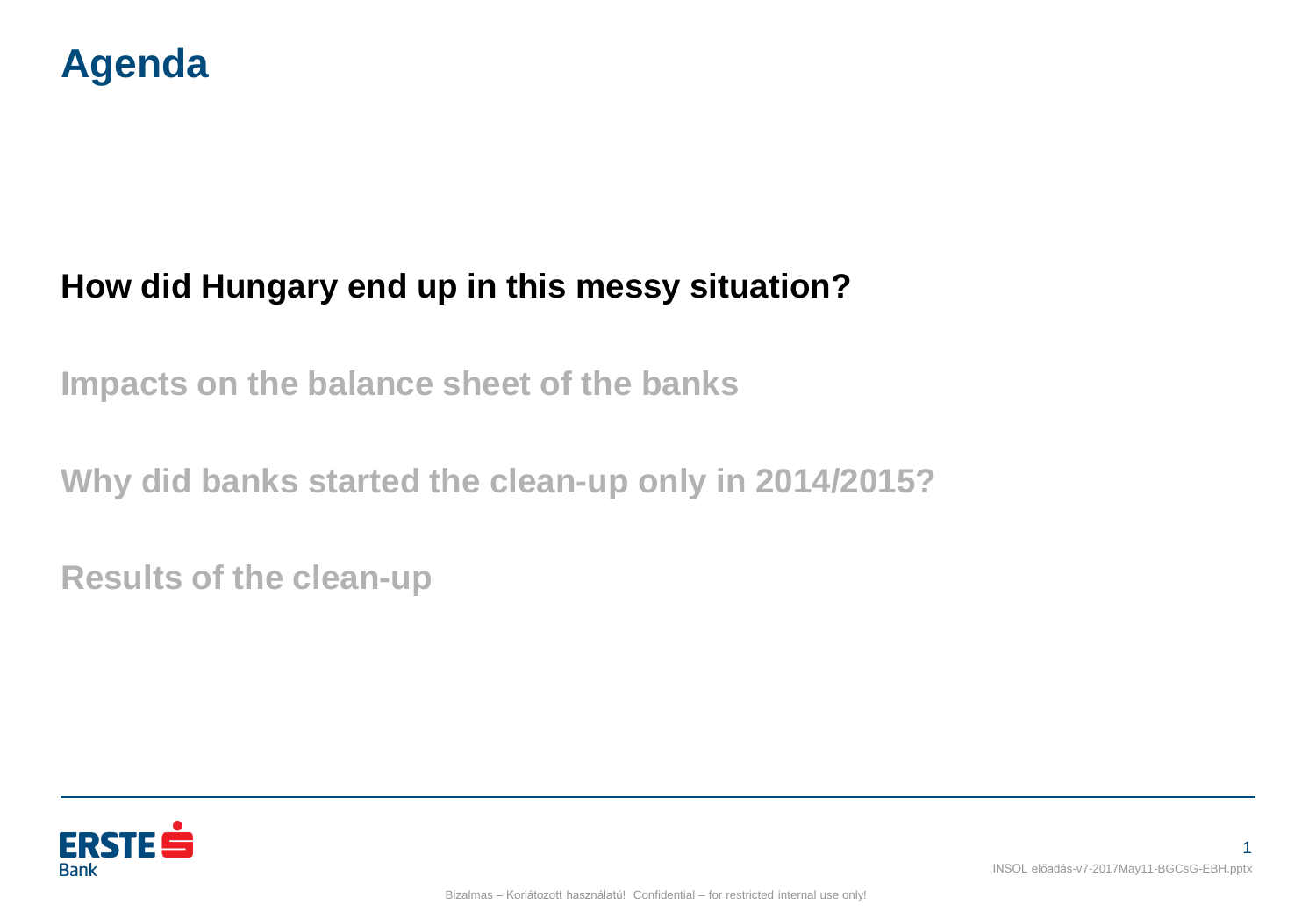# Agenda

**How did Hungary end up in this messy situation?**

Impacts on the balance sheet of the banks

Why did banks started the clean-up only in 2014/2015?

Results of the clean-up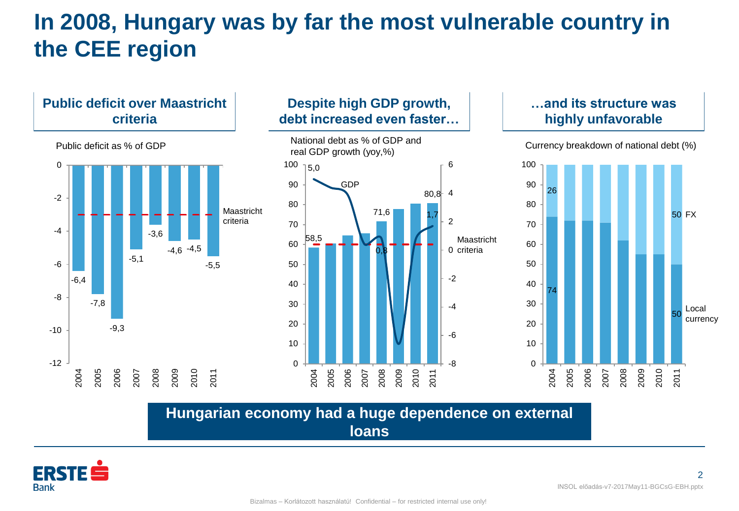# In 2008, Hungary was by far the most vulnerable country in the CEE region

## Public deficit over Maastricht criteria

Public deficit as % of GDP

| Year | Public deficit (% of GDP) |
|---|---|
| 2004 | -6,4 |
| 2005 | -7,8 |
| 2006 | -9,3 |
| 2007 | -5,1 |
| 2008 | -3,6 |
| 2009 | -4,6 |
| 2010 | -4,5 |
| 2011 | -5,5 |

Maastricht criteria: -3

## Despite high GDP growth, debt increased even faster…

National debt as % of GDP and real GDP growth (yoy,%)

| Year | National debt (% of GDP) | GDP growth (yoy, %) |
|---|---|---|
| 2004 | 58,5 | 5,0 |
| 2008 | 71,6 | 0,8 |
| 2011 | 80,8 | 1,7 |

Maastricht criteria: 60

## …and its structure was highly unfavorable

Currency breakdown of national debt (%)

| Year | Local currency | FX |
|---|---|---|
| 2004 | 74 | 26 |
| 2011 | 50 | 50 |

**Hungarian economy had a huge dependence on external loans**

INSOL előadás-v7-2017May11-BGCsG-EBH.pptx

Bizalmas – Korlátozott használatú! Confidential – for restricted internal use only!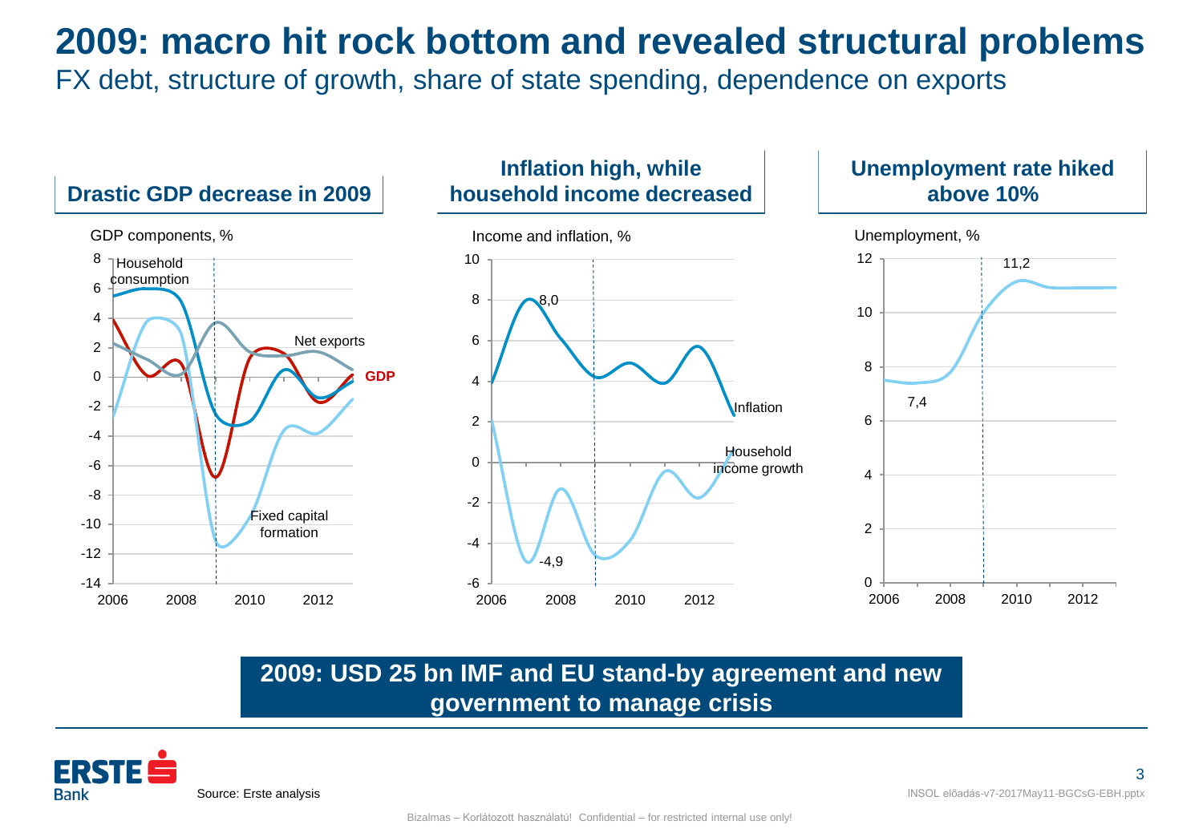# 2009: macro hit rock bottom and revealed structural problems

FX debt, structure of growth, share of state spending, dependence on exports

### Drastic GDP decrease in 2009

GDP components, %

Household consumption

Net exports

GDP

Fixed capital formation

### Inflation high, while household income decreased

Income and inflation, %

8,0

-4,9

Inflation

Household income growth

### Unemployment rate hiked above 10%

Unemployment, %

11,2

7,4

**2009: USD 25 bn IMF and EU stand-by agreement and new government to manage crisis**

Source: Erste analysis

INSOL előadás-v7-2017May11-BGCsG-EBH.pptx

Bizalmas – Korlátozott használatú! Confidential – for restricted internal use only!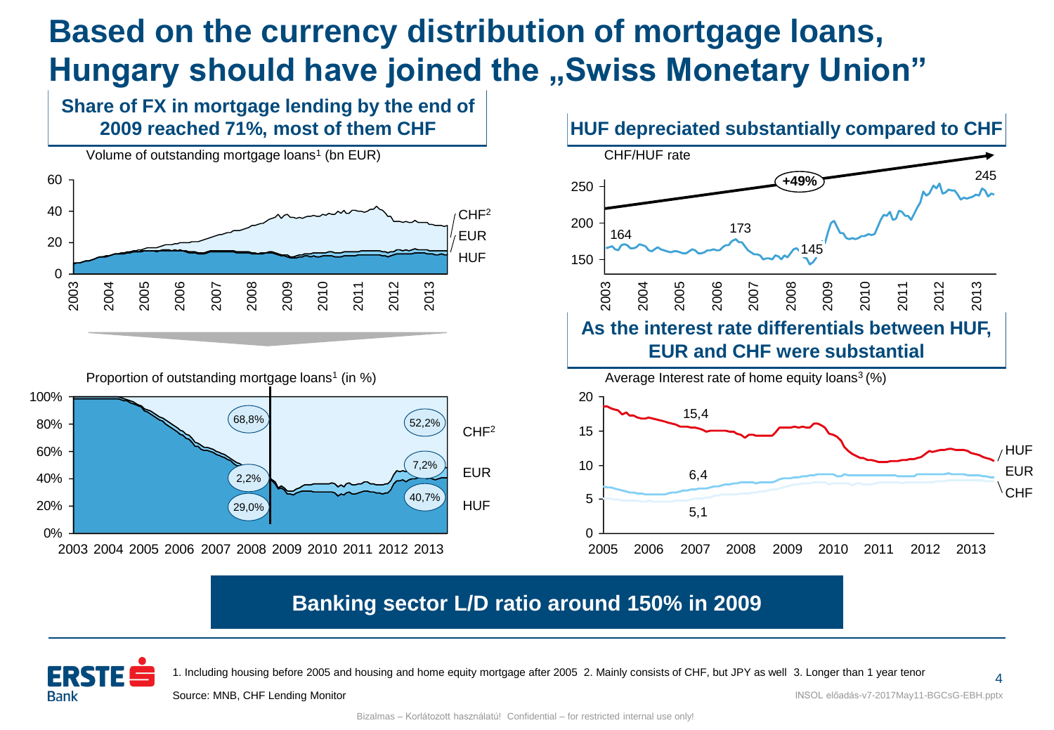# Based on the currency distribution of mortgage loans, Hungary should have joined the „Swiss Monetary Union"

## Share of FX in mortgage lending by the end of 2009 reached 71%, most of them CHF

Volume of outstanding mortgage loans[1] (bn EUR)

CHF[2] / EUR / HUF

Proportion of outstanding mortgage loans[1] (in %)

| | 2008 | 2013 |
|---|---|---|
| CHF[2] | 68,8% | 52,2% |
| EUR | 2,2% | 7,2% |
| HUF | 29,0% | 40,7% |

## HUF depreciated substantially compared to CHF

CHF/HUF rate

+49%

164, 173, 145, 245

## As the interest rate differentials between HUF, EUR and CHF were substantial

Average Interest rate of home equity loans[3] (%)

HUF: 15,4; EUR: 6,4; CHF: 5,1

**Banking sector L/D ratio around 150% in 2009**

1. Including housing before 2005 and housing and home equity mortgage after 2005 2. Mainly consists of CHF, but JPY as well 3. Longer than 1 year tenor

Source: MNB, CHF Lending Monitor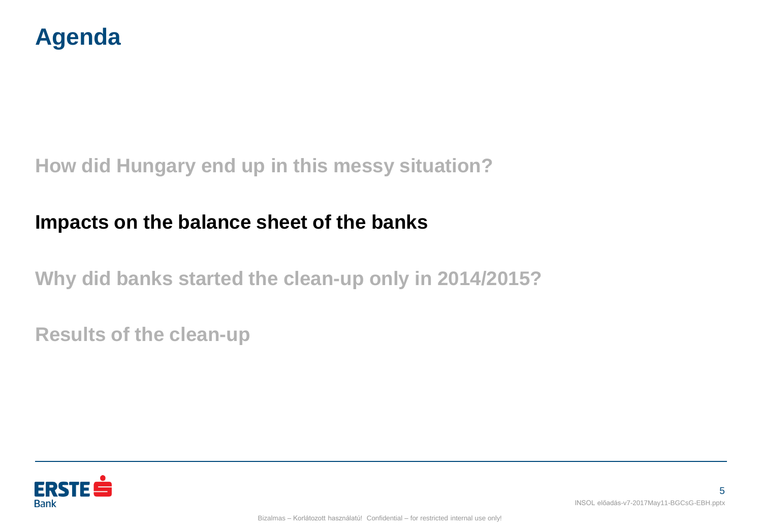# Agenda

How did Hungary end up in this messy situation?

**Impacts on the balance sheet of the banks**

Why did banks started the clean-up only in 2014/2015?

Results of the clean-up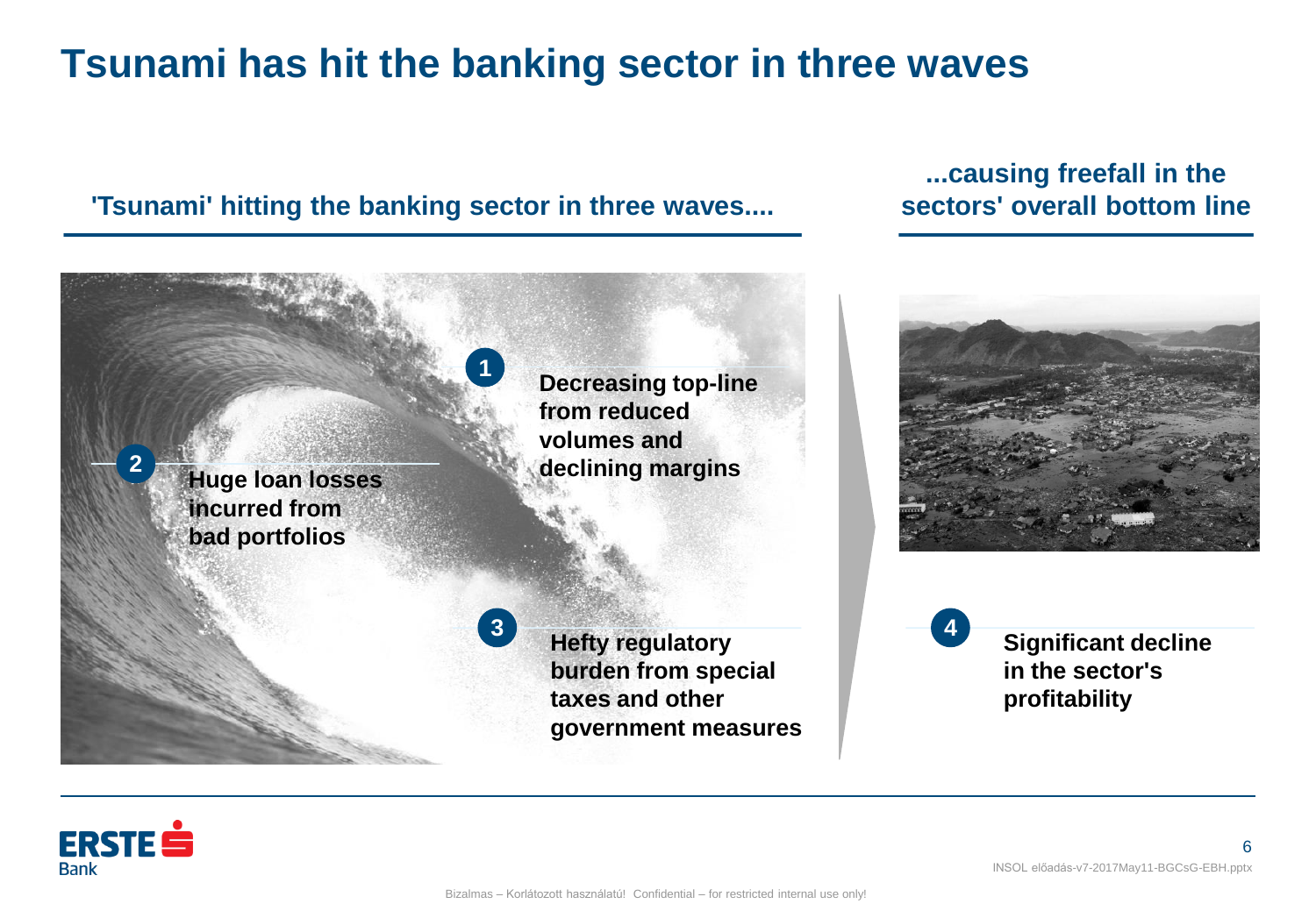# Tsunami has hit the banking sector in three waves

## 'Tsunami' hitting the banking sector in three waves....

1. **Decreasing top-line from reduced volumes and declining margins**
2. **Huge loan losses incurred from bad portfolios**
3. **Hefty regulatory burden from special taxes and other government measures**

## ...causing freefall in the sectors' overall bottom line

4. **Significant decline in the sector's profitability**

INSOL előadás-v7-2017May11-BGCsG-EBH.pptx

Bizalmas – Korlátozott használatú! Confidential – for restricted internal use only!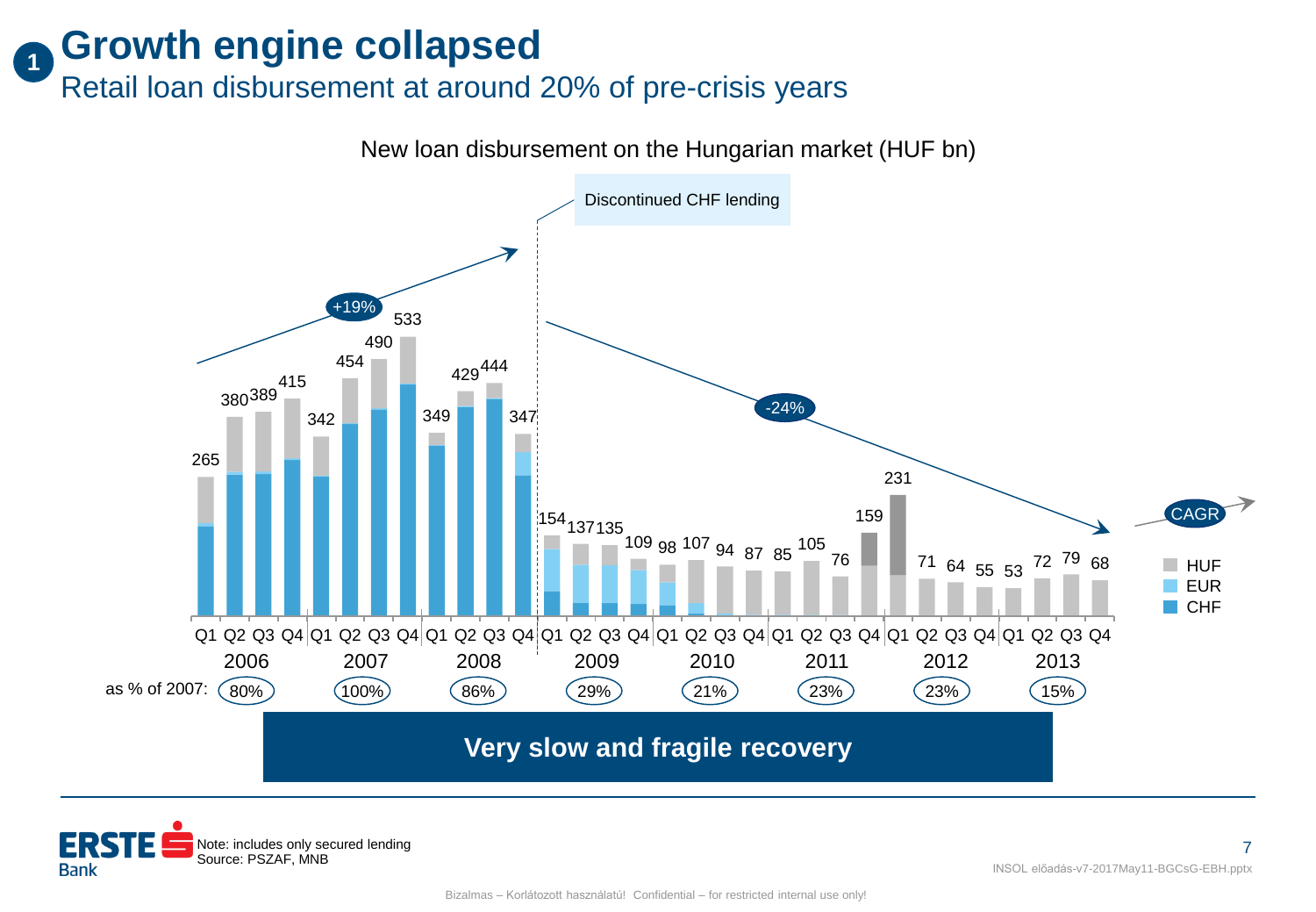# Growth engine collapsed

## Retail loan disbursement at around 20% of pre-crisis years

New loan disbursement on the Hungarian market (HUF bn)

Discontinued CHF lending

+19%

-24%

CAGR

| Year | Q1 | Q2 | Q3 | Q4 | as % of 2007 |
|---|---|---|---|---|---|
| 2006 | 265 | 380 | 389 | 415 | 80% |
| 2007 | 342 | 454 | 490 | 533 | 100% |
| 2008 | 349 | 429 | 444 | 347 | 86% |
| 2009 | 154 | 137 | 135 | 109 | 29% |
| 2010 | 98 | 107 | 94 | 87 | 21% |
| 2011 | 85 | 105 | 76 | 159 | 23% |
| 2012 | 231 | 71 | 64 | 55 | 23% |
| 2013 | 53 | 72 | 79 | 68 | 15% |

Legend: HUF, EUR, CHF

**Very slow and fragile recovery**

Note: includes only secured lending
Source: PSZAF, MNB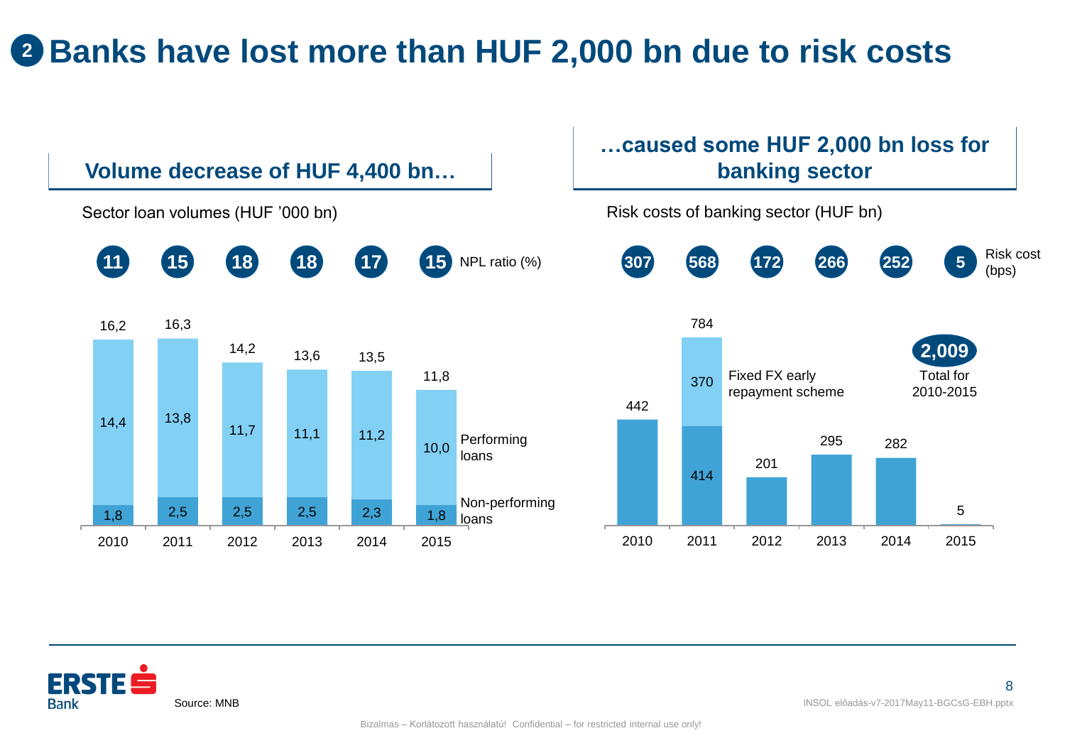# ❷ Banks have lost more than HUF 2,000 bn due to risk costs

## Volume decrease of HUF 4,400 bn…

Sector loan volumes (HUF '000 bn)

| | 2010 | 2011 | 2012 | 2013 | 2014 | 2015 |
|---|---|---|---|---|---|---|
| NPL ratio (%) | 11 | 15 | 18 | 18 | 17 | 15 |
| Total | 16,2 | 16,3 | 14,2 | 13,6 | 13,5 | 11,8 |
| Performing loans | 14,4 | 13,8 | 11,7 | 11,1 | 11,2 | 10,0 |
| Non-performing loans | 1,8 | 2,5 | 2,5 | 2,5 | 2,3 | 1,8 |

## …caused some HUF 2,000 bn loss for banking sector

Risk costs of banking sector (HUF bn)

| | 2010 | 2011 | 2012 | 2013 | 2014 | 2015 |
|---|---|---|---|---|---|---|
| Risk cost (bps) | 307 | 568 | 172 | 266 | 252 | 5 |
| Total | 442 | 784 | 201 | 295 | 282 | 5 |
| Fixed FX early repayment scheme | | 370 | | | | |
| Other | 442 | 414 | 201 | 295 | 282 | 5 |

**2,009** Total for 2010-2015

Source: MNB

INSOL előadás-v7-2017May11-BGCsG-EBH.pptx

Bizalmas – Korlátozott használatú! Confidential – for restricted internal use only!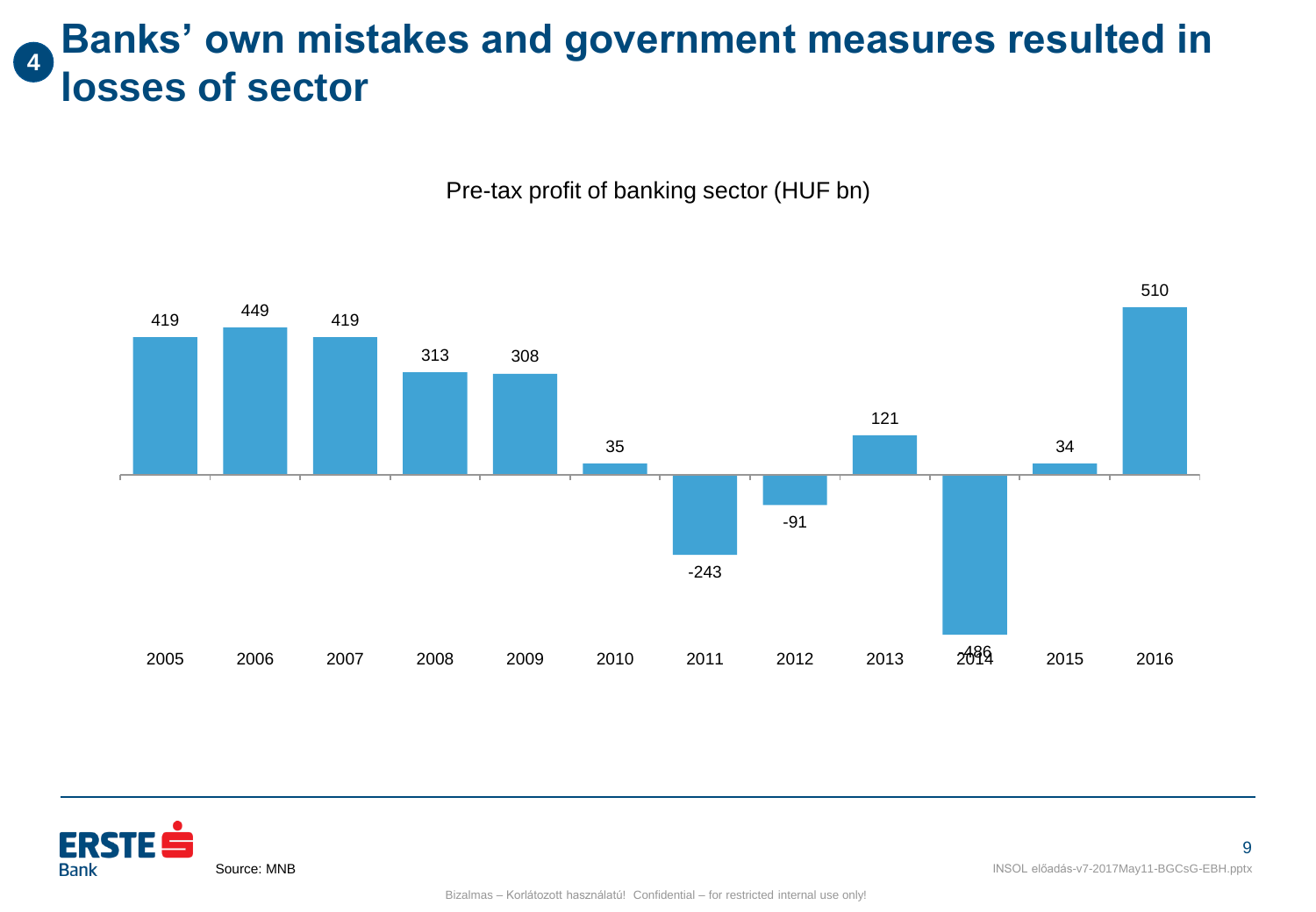# Banks' own mistakes and government measures resulted in losses of sector

Pre-tax profit of banking sector (HUF bn)

| Year | Pre-tax profit (HUF bn) |
|---|---|
| 2005 | 419 |
| 2006 | 449 |
| 2007 | 419 |
| 2008 | 313 |
| 2009 | 308 |
| 2010 | 35 |
| 2011 | -243 |
| 2012 | -91 |
| 2013 | 121 |
| 2014 | -486 |
| 2015 | 34 |
| 2016 | 510 |

Source: MNB

Bizalmas – Korlátozott használatú! Confidential – for restricted internal use only!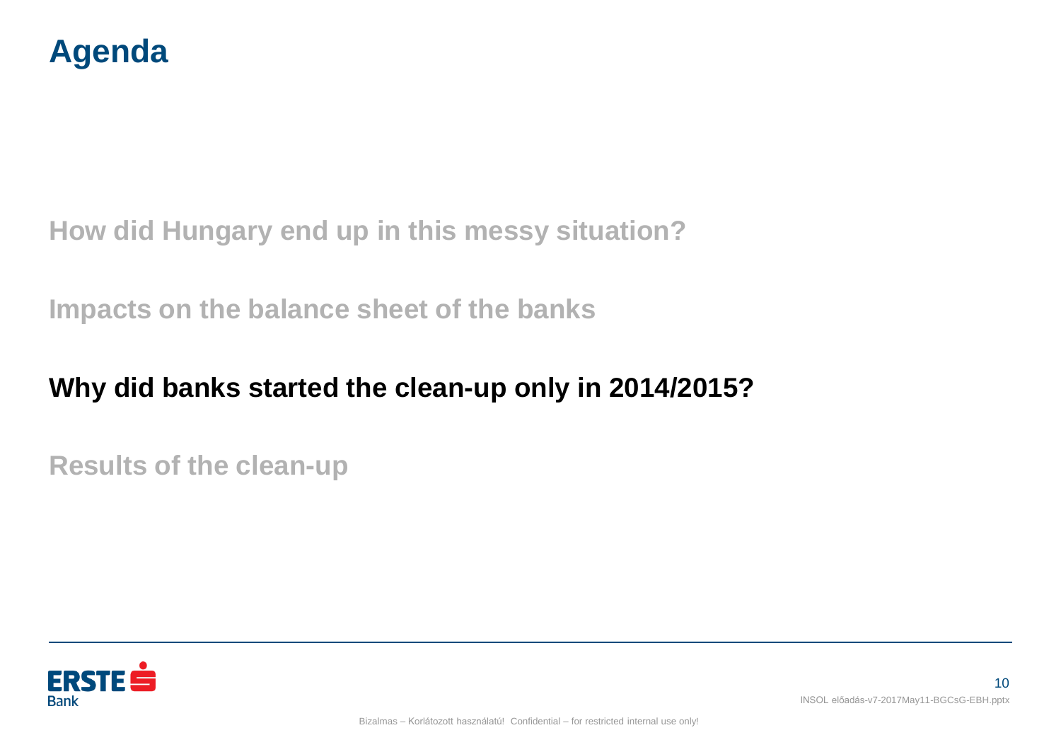# Agenda

How did Hungary end up in this messy situation?

Impacts on the balance sheet of the banks

**Why did banks started the clean-up only in 2014/2015?**

Results of the clean-up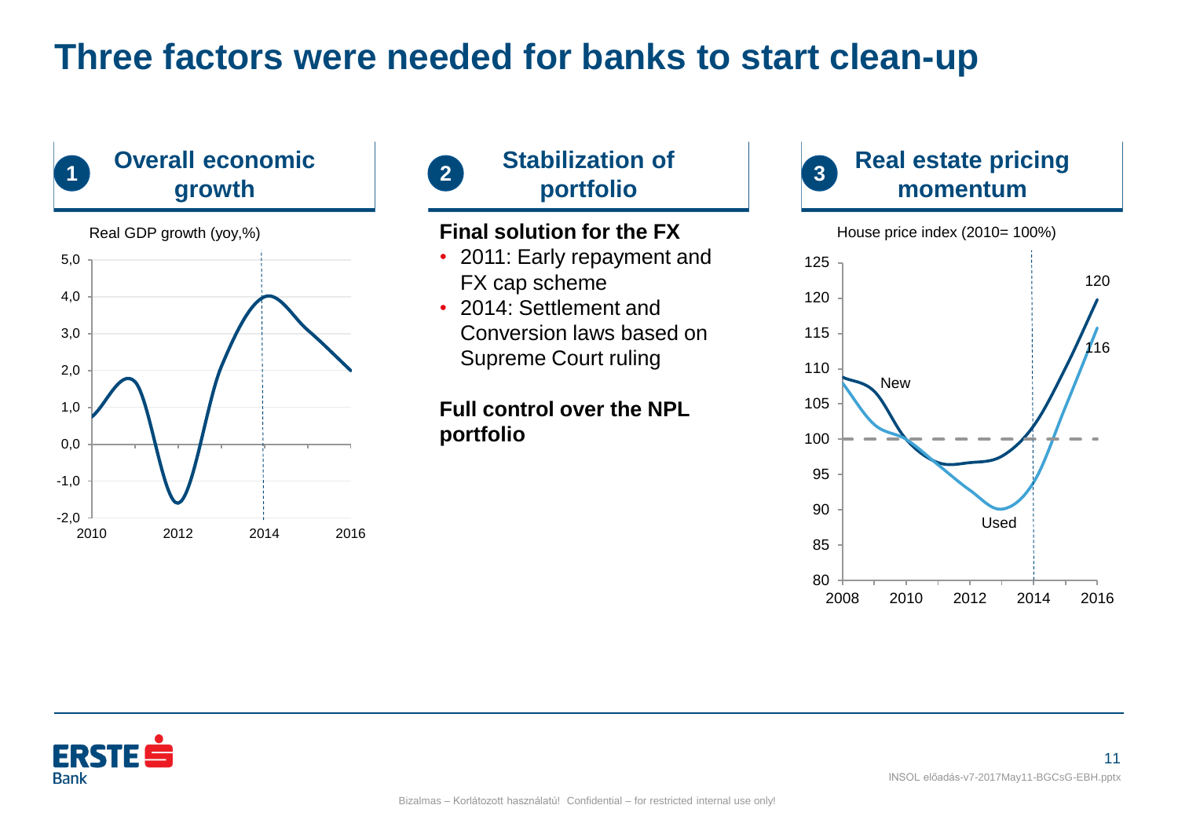# Three factors were needed for banks to start clean-up

## 1 Overall economic growth

Real GDP growth (yoy,%)

5,0
4,0
3,0
2,0
1,0
0,0
-1,0
-2,0

2010 2012 2014 2016

## 2 Stabilization of portfolio

**Final solution for the FX**

- 2011: Early repayment and FX cap scheme
- 2014: Settlement and Conversion laws based on Supreme Court ruling

**Full control over the NPL portfolio**

## 3 Real estate pricing momentum

House price index (2010= 100%)

125
120
115
110
105
100
95
90
85
80

2008 2010 2012 2014 2016

New

Used

120

116

INSOL előadás-v7-2017May11-BGCsG-EBH.pptx

Bizalmas – Korlátozott használatú! Confidential – for restricted internal use only!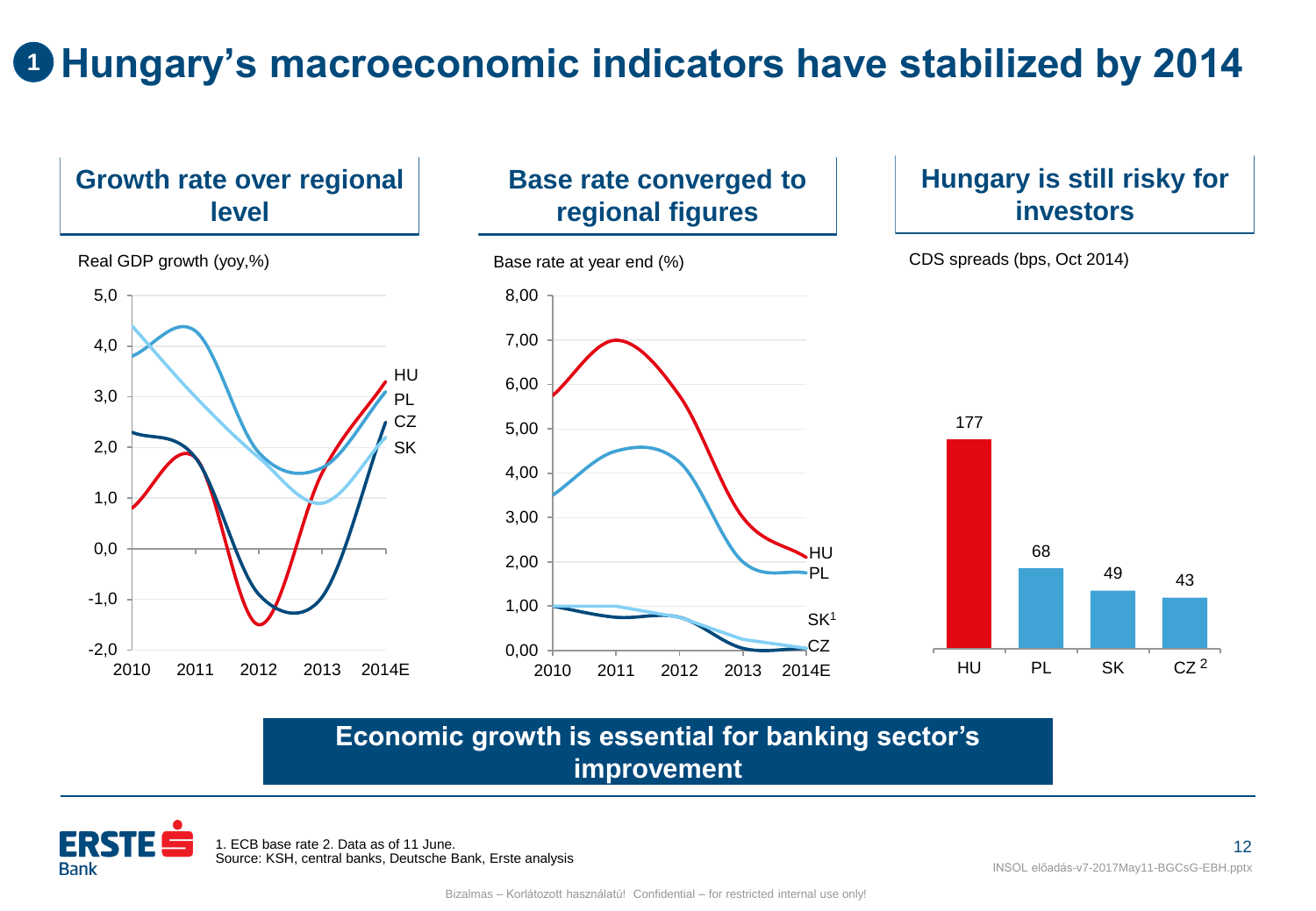# 1 Hungary’s macroeconomic indicators have stabilized by 2014

## Growth rate over regional level

Real GDP growth (yoy,%)

## Base rate converged to regional figures

Base rate at year end (%)

## Hungary is still risky for investors

CDS spreads (bps, Oct 2014)

| HU | PL | SK | CZ [2] |
|---|---|---|---|
| 177 | 68 | 49 | 43 |

**Economic growth is essential for banking sector’s improvement**

1. ECB base rate 2. Data as of 11 June.
Source: KSH, central banks, Deutsche Bank, Erste analysis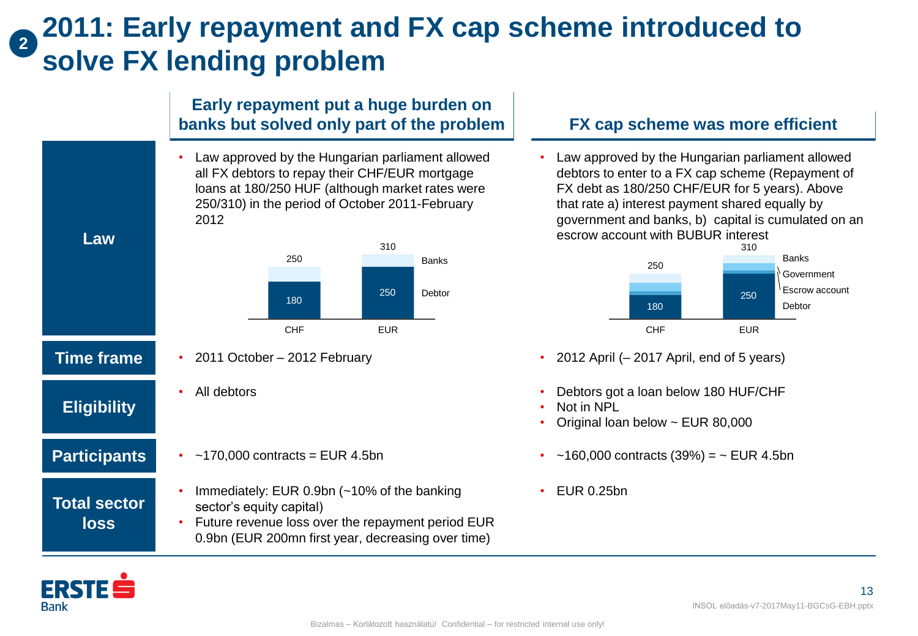# 2011: Early repayment and FX cap scheme introduced to solve FX lending problem

| | Early repayment put a huge burden on banks but solved only part of the problem | FX cap scheme was more efficient |
|---|---|---|
| **Law** | • Law approved by the Hungarian parliament allowed all FX debtors to repay their CHF/EUR mortgage loans at 180/250 HUF (although market rates were 250/310) in the period of October 2011-February 2012 | • Law approved by the Hungarian parliament allowed debtors to enter to a FX cap scheme (Repayment of FX debt as 180/250 CHF/EUR for 5 years). Above that rate a) interest payment shared equally by government and banks, b) capital is cumulated on an escrow account with BUBUR interest |
| **Time frame** | • 2011 October – 2012 February | • 2012 April (– 2017 April, end of 5 years) |
| **Eligibility** | • All debtors | • Debtors got a loan below 180 HUF/CHF<br>• Not in NPL<br>• Original loan below ~ EUR 80,000 |
| **Participants** | • ~170,000 contracts = EUR 4.5bn | • ~160,000 contracts (39%) = ~ EUR 4.5bn |
| **Total sector loss** | • Immediately: EUR 0.9bn (~10% of the banking sector's equity capital)<br>• Future revenue loss over the repayment period EUR 0.9bn (EUR 200mn first year, decreasing over time) | • EUR 0.25bn |

Early repayment chart:

| | CHF | EUR |
|---|---|---|
| Debtor | 180 | 250 |
| Banks (up to) | 250 | 310 |

FX cap scheme chart (layers: Debtor, Escrow account, Government, Banks):

| | CHF | EUR |
|---|---|---|
| Debtor | 180 | 250 |
| Total (Debtor + Escrow account + Government + Banks) | 250 | 310 |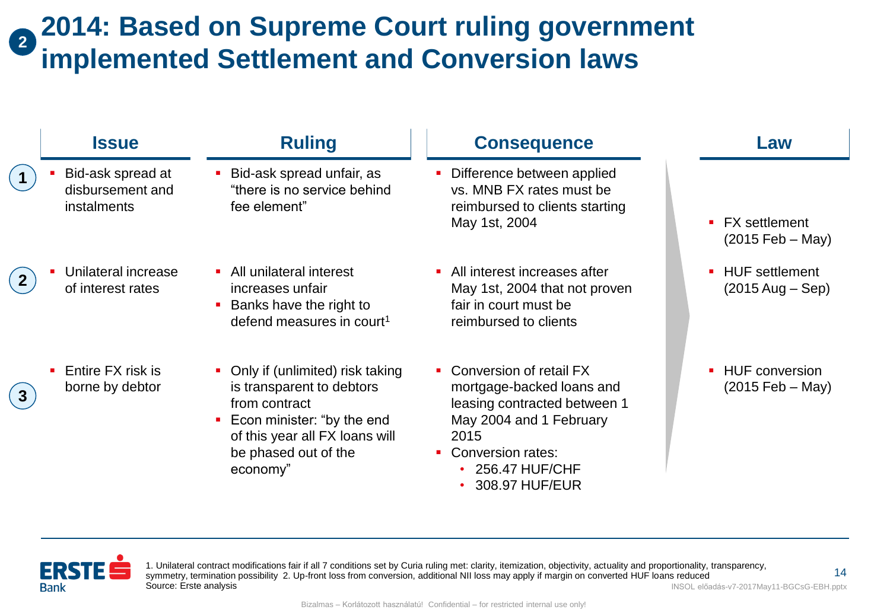# 2014: Based on Supreme Court ruling government implemented Settlement and Conversion laws

| | Issue | Ruling | Consequence | Law |
|---|---|---|---|---|
| 1 | Bid-ask spread at disbursement and instalments | Bid-ask spread unfair, as "there is no service behind fee element" | Difference between applied vs. MNB FX rates must be reimbursed to clients starting May 1st, 2004 | FX settlement (2015 Feb – May) |
| 2 | Unilateral increase of interest rates | All unilateral interest increases unfair; Banks have the right to defend measures in court[1] | All interest increases after May 1st, 2004 that not proven fair in court must be reimbursed to clients | HUF settlement (2015 Aug – Sep) |
| 3 | Entire FX risk is borne by debtor | Only if (unlimited) risk taking is transparent to debtors from contract; Econ minister: "by the end of this year all FX loans will be phased out of the economy" | Conversion of retail FX mortgage-backed loans and leasing contracted between 1 May 2004 and 1 February 2015; Conversion rates: 256.47 HUF/CHF, 308.97 HUF/EUR | HUF conversion (2015 Feb – May) |

1. Unilateral contract modifications fair if all 7 conditions set by Curia ruling met: clarity, itemization, objectivity, actuality and proportionality, transparency, symmetry, termination possibility 2. Up-front loss from conversion, additional NII loss may apply if margin on converted HUF loans reduced

Source: Erste analysis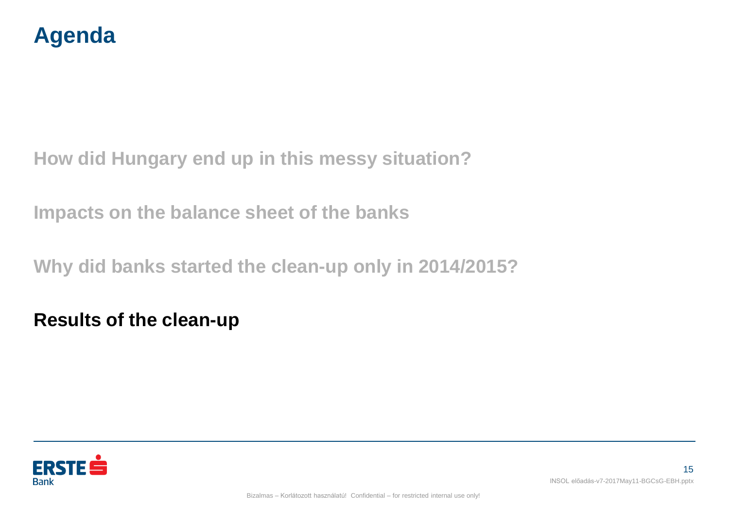# Agenda

How did Hungary end up in this messy situation?

Impacts on the balance sheet of the banks

Why did banks started the clean-up only in 2014/2015?

**Results of the clean-up**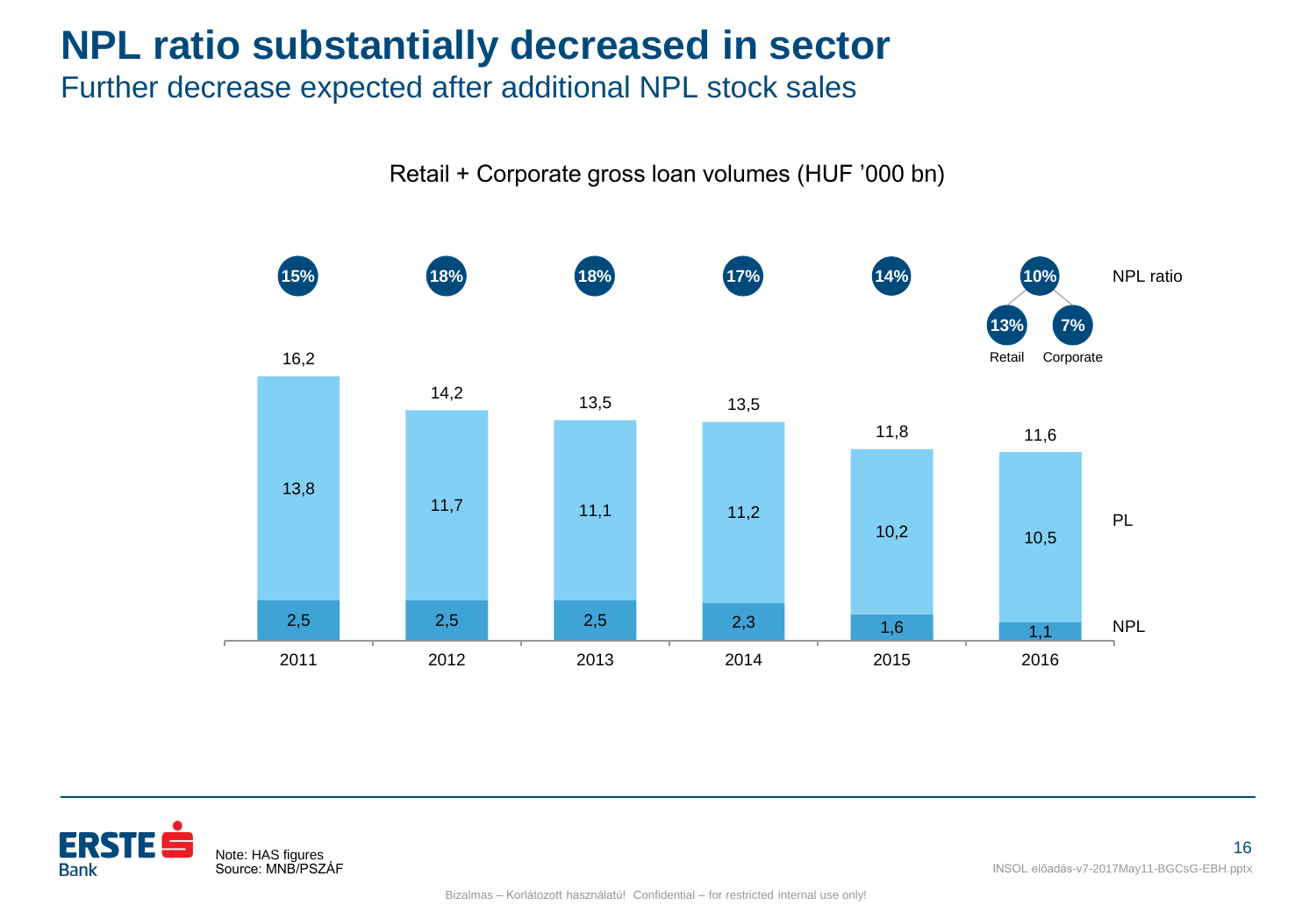# NPL ratio substantially decreased in sector

## Further decrease expected after additional NPL stock sales

Retail + Corporate gross loan volumes (HUF '000 bn)

| | 2011 | 2012 | 2013 | 2014 | 2015 | 2016 |
|---|---|---|---|---|---|---|
| NPL ratio | 15% | 18% | 18% | 17% | 14% | 10% (Retail 13%, Corporate 7%) |
| Total | 16,2 | 14,2 | 13,5 | 13,5 | 11,8 | 11,6 |
| PL | 13,8 | 11,7 | 11,1 | 11,2 | 10,2 | 10,5 |
| NPL | 2,5 | 2,5 | 2,5 | 2,3 | 1,6 | 1,1 |

Note: HAS figures
Source: MNB/PSZÁF

Bizalmas – Korlátozott használatú! Confidential – for restricted internal use only!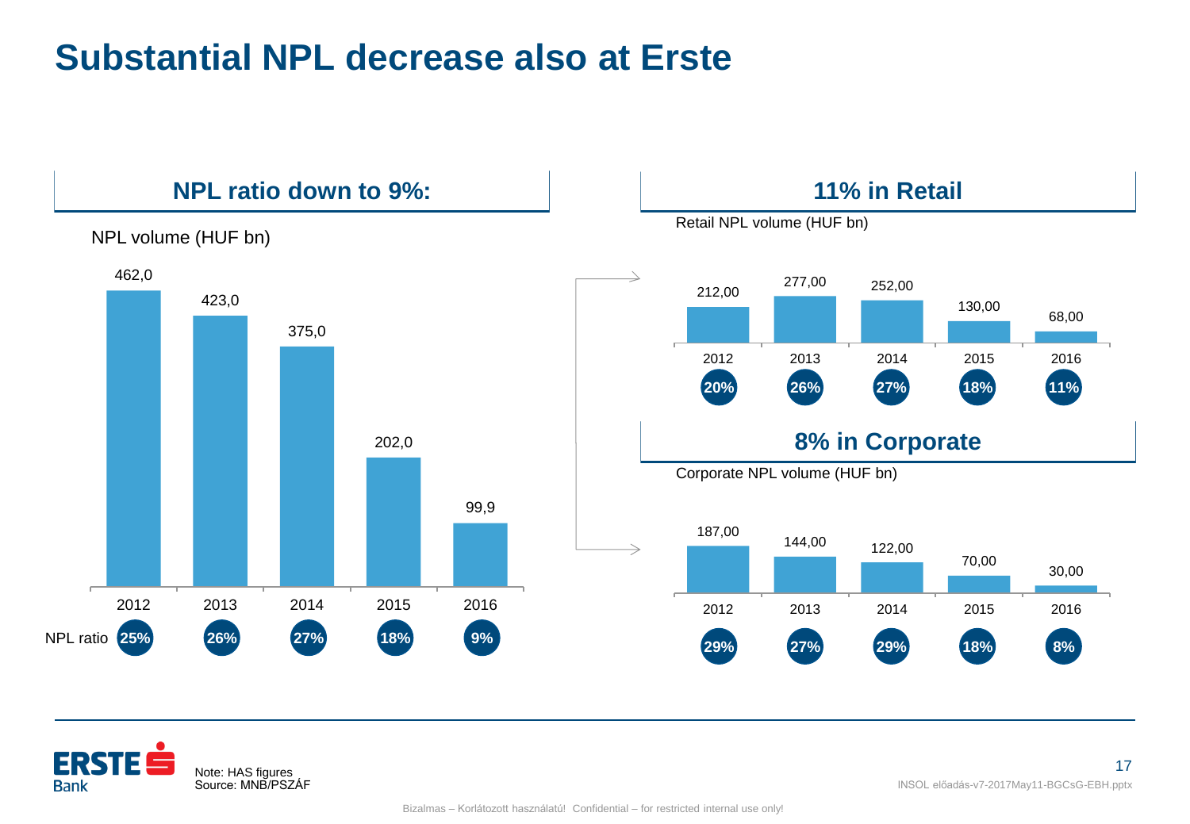# Substantial NPL decrease also at Erste

## NPL ratio down to 9%:

NPL volume (HUF bn)

| | 2012 | 2013 | 2014 | 2015 | 2016 |
|---|---|---|---|---|---|
| NPL volume | 462,0 | 423,0 | 375,0 | 202,0 | 99,9 |
| NPL ratio | 25% | 26% | 27% | 18% | 9% |

## 11% in Retail

Retail NPL volume (HUF bn)

| | 2012 | 2013 | 2014 | 2015 | 2016 |
|---|---|---|---|---|---|
| Retail NPL volume | 212,00 | 277,00 | 252,00 | 130,00 | 68,00 |
| NPL ratio | 20% | 26% | 27% | 18% | 11% |

## 8% in Corporate

Corporate NPL volume (HUF bn)

| | 2012 | 2013 | 2014 | 2015 | 2016 |
|---|---|---|---|---|---|
| Corporate NPL volume | 187,00 | 144,00 | 122,00 | 70,00 | 30,00 |
| NPL ratio | 29% | 27% | 29% | 18% | 8% |

Note: HAS figures
Source: MNB/PSZÁF

INSOL előadás-v7-2017May11-BGCsG-EBH.pptx

Bizalmas – Korlátozott használatú! Confidential – for restricted internal use only!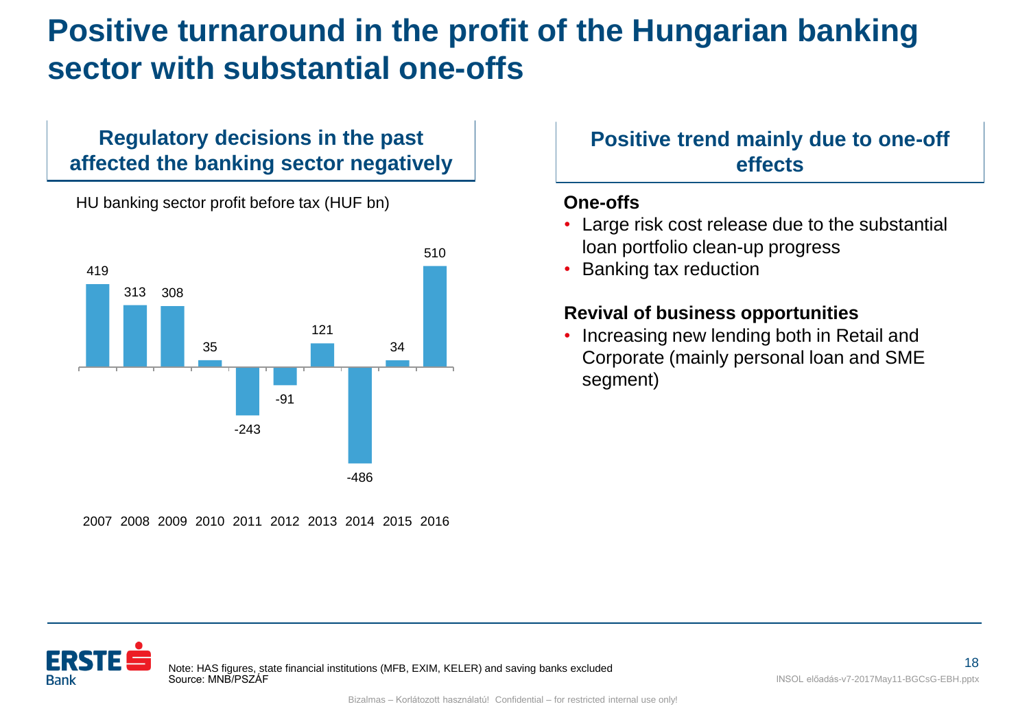# Positive turnaround in the profit of the Hungarian banking sector with substantial one-offs

## Regulatory decisions in the past affected the banking sector negatively

HU banking sector profit before tax (HUF bn)

419
313
308
35
-243
-91
121
-486
34
510

2007 2008 2009 2010 2011 2012 2013 2014 2015 2016

## Positive trend mainly due to one-off effects

**One-offs**

- Large risk cost release due to the substantial loan portfolio clean-up progress
- Banking tax reduction

**Revival of business opportunities**

- Increasing new lending both in Retail and Corporate (mainly personal loan and SME segment)

Note: HAS figures, state financial institutions (MFB, EXIM, KELER) and saving banks excluded
Source: MNB/PSZÁF

Bizalmas – Korlátozott használatú! Confidential – for restricted internal use only!